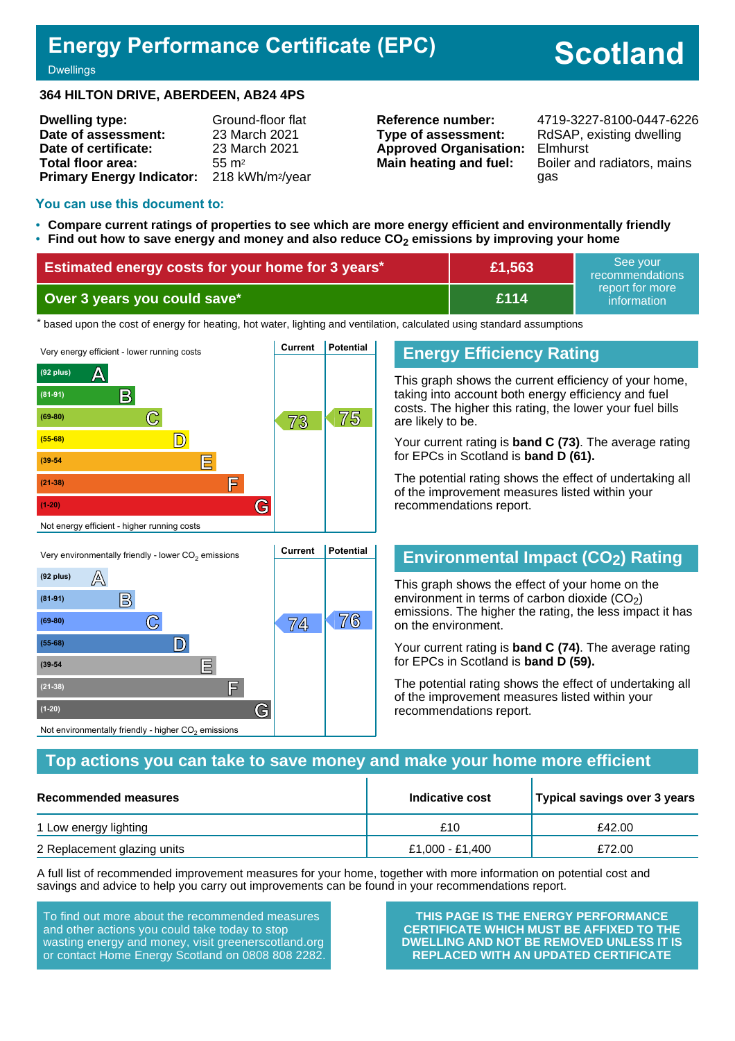# Energy Performance Certificate (EPC)

Dwellings

**Scotland**

**364 HILTON DRIVE, ABERDEEN, AB24 4PS**

| | |
|---|---|
| **Dwelling type:** | Ground-floor flat |
| **Date of assessment:** | 23 March 2021 |
| **Date of certificate:** | 23 March 2021 |
| **Total floor area:** | 55 m² |
| **Primary Energy Indicator:** | 218 kWh/m²/year |

| | |
|---|---|
| **Reference number:** | 4719-3227-8100-0447-6226 |
| **Type of assessment:** | RdSAP, existing dwelling |
| **Approved Organisation:** | Elmhurst |
| **Main heating and fuel:** | Boiler and radiators, mains gas |

## You can use this document to:

- **Compare current ratings of properties to see which are more energy efficient and environmentally friendly**
- **Find out how to save energy and money and also reduce $CO_2$ emissions by improving your home**

| | | |
|---|---|---|
| **Estimated energy costs for your home for 3 years*** | **£1,563** | See your recommendations report for more information |
| **Over 3 years you could save*** | **£114** | |

\* based upon the cost of energy for heating, hot water, lighting and ventilation, calculated using standard assumptions

Very energy efficient - lower running costs

| Band | Current | Potential |
|---|---|---|
| (92 plus) A | | |
| (81-91) B | | |
| (69-80) C | 73 | 75 |
| (55-68) D | | |
| (39-54) E | | |
| (21-38) F | | |
| (1-20) G | | |

Not energy efficient - higher running costs

## Energy Efficiency Rating

This graph shows the current efficiency of your home, taking into account both energy efficiency and fuel costs. The higher this rating, the lower your fuel bills are likely to be.

Your current rating is **band C (73)**. The average rating for EPCs in Scotland is **band D (61).**

The potential rating shows the effect of undertaking all of the improvement measures listed within your recommendations report.

Very environmentally friendly - lower $CO_2$ emissions

| Band | Current | Potential |
|---|---|---|
| (92 plus) A | | |
| (81-91) B | | |
| (69-80) C | 74 | 76 |
| (55-68) D | | |
| (39-54) E | | |
| (21-38) F | | |
| (1-20) G | | |

Not environmentally friendly - higher $CO_2$ emissions

## Environmental Impact ($CO_2$) Rating

This graph shows the effect of your home on the environment in terms of carbon dioxide ($CO_2$) emissions. The higher the rating, the less impact it has on the environment.

Your current rating is **band C (74)**. The average rating for EPCs in Scotland is **band D (59).**

The potential rating shows the effect of undertaking all of the improvement measures listed within your recommendations report.

## Top actions you can take to save money and make your home more efficient

| Recommended measures | Indicative cost | Typical savings over 3 years |
|---|---|---|
| 1 Low energy lighting | £10 | £42.00 |
| 2 Replacement glazing units | £1,000 - £1,400 | £72.00 |

A full list of recommended improvement measures for your home, together with more information on potential cost and savings and advice to help you carry out improvements can be found in your recommendations report.

To find out more about the recommended measures and other actions you could take today to stop wasting energy and money, visit greenerscotland.org or contact Home Energy Scotland on 0808 808 2282.

**THIS PAGE IS THE ENERGY PERFORMANCE CERTIFICATE WHICH MUST BE AFFIXED TO THE DWELLING AND NOT BE REMOVED UNLESS IT IS REPLACED WITH AN UPDATED CERTIFICATE**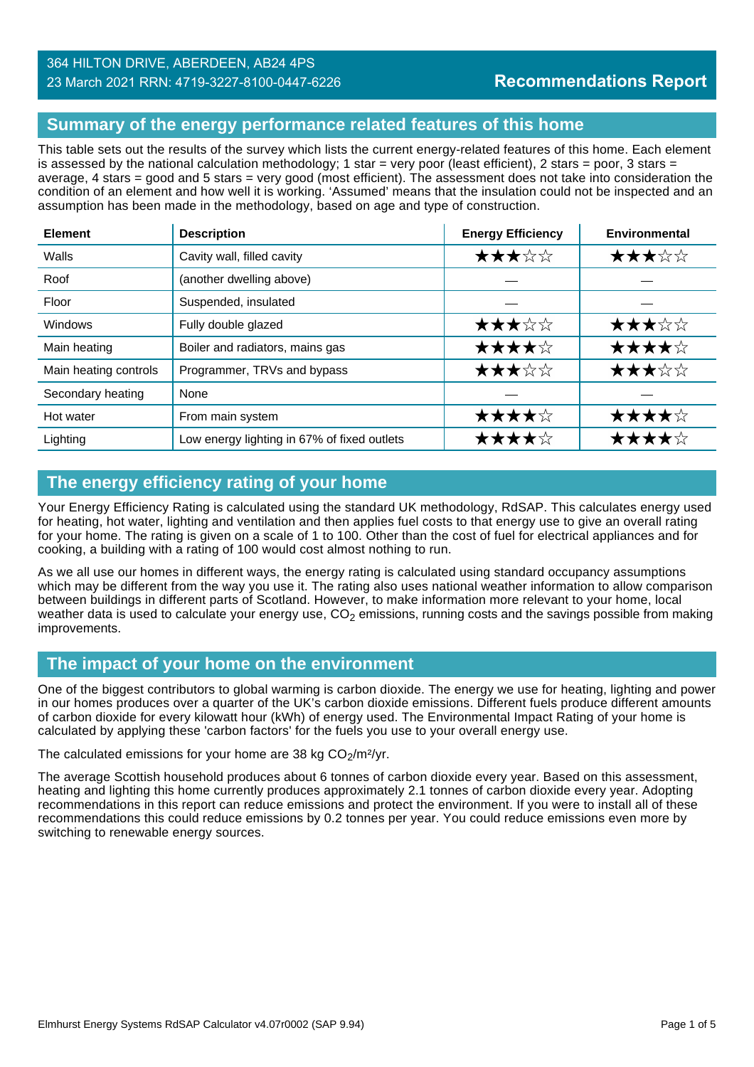364 HILTON DRIVE, ABERDEEN, AB24 4PS
23 March 2021 RRN: 4719-3227-8100-0447-6226

**Recommendations Report**

## Summary of the energy performance related features of this home

This table sets out the results of the survey which lists the current energy-related features of this home. Each element is assessed by the national calculation methodology; 1 star = very poor (least efficient), 2 stars = poor, 3 stars = average, 4 stars = good and 5 stars = very good (most efficient). The assessment does not take into consideration the condition of an element and how well it is working. 'Assumed' means that the insulation could not be inspected and an assumption has been made in the methodology, based on age and type of construction.

| Element | Description | Energy Efficiency | Environmental |
|---|---|---|---|
| Walls | Cavity wall, filled cavity | ★★★☆☆ | ★★★☆☆ |
| Roof | (another dwelling above) | — | — |
| Floor | Suspended, insulated | — | — |
| Windows | Fully double glazed | ★★★☆☆ | ★★★☆☆ |
| Main heating | Boiler and radiators, mains gas | ★★★★☆ | ★★★★☆ |
| Main heating controls | Programmer, TRVs and bypass | ★★★☆☆ | ★★★☆☆ |
| Secondary heating | None | — | — |
| Hot water | From main system | ★★★★☆ | ★★★★☆ |
| Lighting | Low energy lighting in 67% of fixed outlets | ★★★★☆ | ★★★★☆ |

## The energy efficiency rating of your home

Your Energy Efficiency Rating is calculated using the standard UK methodology, RdSAP. This calculates energy used for heating, hot water, lighting and ventilation and then applies fuel costs to that energy use to give an overall rating for your home. The rating is given on a scale of 1 to 100. Other than the cost of fuel for electrical appliances and for cooking, a building with a rating of 100 would cost almost nothing to run.

As we all use our homes in different ways, the energy rating is calculated using standard occupancy assumptions which may be different from the way you use it. The rating also uses national weather information to allow comparison between buildings in different parts of Scotland. However, to make information more relevant to your home, local weather data is used to calculate your energy use, $CO_2$ emissions, running costs and the savings possible from making improvements.

## The impact of your home on the environment

One of the biggest contributors to global warming is carbon dioxide. The energy we use for heating, lighting and power in our homes produces over a quarter of the UK's carbon dioxide emissions. Different fuels produce different amounts of carbon dioxide for every kilowatt hour (kWh) of energy used. The Environmental Impact Rating of your home is calculated by applying these 'carbon factors' for the fuels you use to your overall energy use.

The calculated emissions for your home are 38 kg $CO_2/m^2/yr$.

The average Scottish household produces about 6 tonnes of carbon dioxide every year. Based on this assessment, heating and lighting this home currently produces approximately 2.1 tonnes of carbon dioxide every year. Adopting recommendations in this report can reduce emissions and protect the environment. If you were to install all of these recommendations this could reduce emissions by 0.2 tonnes per year. You could reduce emissions even more by switching to renewable energy sources.

Elmhurst Energy Systems RdSAP Calculator v4.07r0002 (SAP 9.94)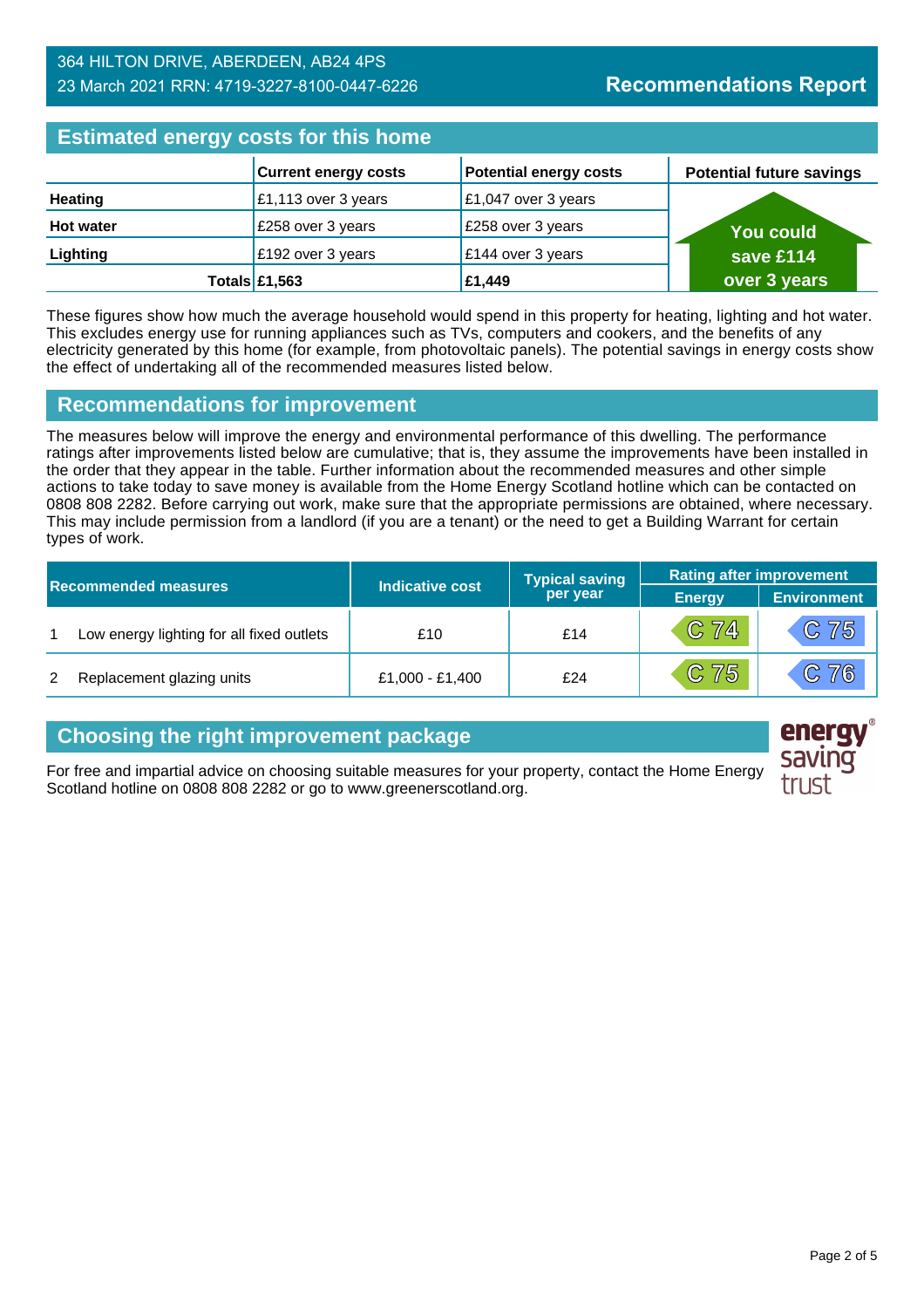364 HILTON DRIVE, ABERDEEN, AB24 4PS
23 March 2021 RRN: 4719-3227-8100-0447-6226

# Recommendations Report

## Estimated energy costs for this home

| | Current energy costs | Potential energy costs | Potential future savings |
|---|---|---|---|
| **Heating** | £1,113 over 3 years | £1,047 over 3 years | You could save £114 over 3 years |
| **Hot water** | £258 over 3 years | £258 over 3 years | |
| **Lighting** | £192 over 3 years | £144 over 3 years | |
| **Totals** | **£1,563** | **£1,449** | |

These figures show how much the average household would spend in this property for heating, lighting and hot water. This excludes energy use for running appliances such as TVs, computers and cookers, and the benefits of any electricity generated by this home (for example, from photovoltaic panels). The potential savings in energy costs show the effect of undertaking all of the recommended measures listed below.

## Recommendations for improvement

The measures below will improve the energy and environmental performance of this dwelling. The performance ratings after improvements listed below are cumulative; that is, they assume the improvements have been installed in the order that they appear in the table. Further information about the recommended measures and other simple actions to take today to save money is available from the Home Energy Scotland hotline which can be contacted on 0808 808 2282. Before carrying out work, make sure that the appropriate permissions are obtained, where necessary. This may include permission from a landlord (if you are a tenant) or the need to get a Building Warrant for certain types of work.

| Recommended measures | | Indicative cost | Typical saving per year | Rating after improvement | |
|---|---|---|---|---|---|
| | | | | Energy | Environment |
| 1 | Low energy lighting for all fixed outlets | £10 | £14 | C 74 | C 75 |
| 2 | Replacement glazing units | £1,000 - £1,400 | £24 | C 75 | C 76 |

## Choosing the right improvement package

For free and impartial advice on choosing suitable measures for your property, contact the Home Energy Scotland hotline on 0808 808 2282 or go to www.greenerscotland.org.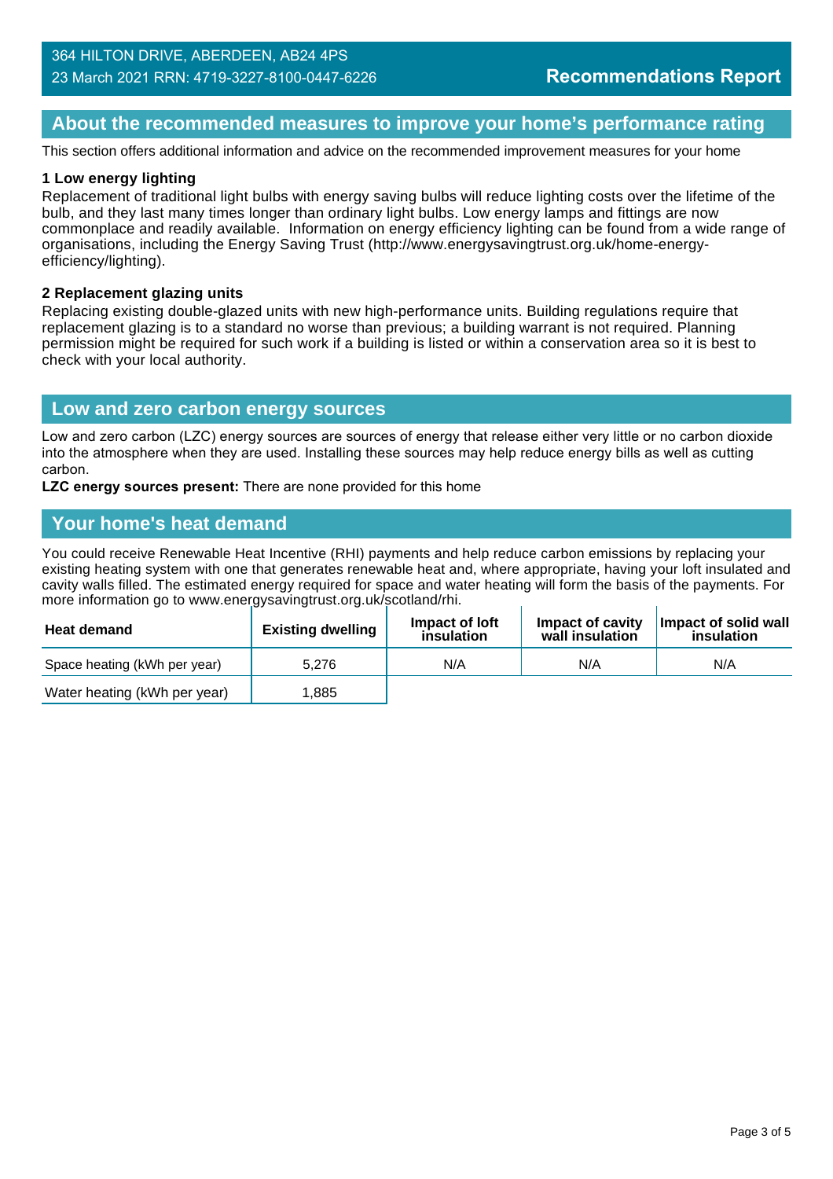364 HILTON DRIVE, ABERDEEN, AB24 4PS
23 March 2021 RRN: 4719-3227-8100-0447-6226

**Recommendations Report**

## About the recommended measures to improve your home's performance rating

This section offers additional information and advice on the recommended improvement measures for your home

**1 Low energy lighting**
Replacement of traditional light bulbs with energy saving bulbs will reduce lighting costs over the lifetime of the bulb, and they last many times longer than ordinary light bulbs. Low energy lamps and fittings are now commonplace and readily available. Information on energy efficiency lighting can be found from a wide range of organisations, including the Energy Saving Trust (http://www.energysavingtrust.org.uk/home-energy-efficiency/lighting).

**2 Replacement glazing units**
Replacing existing double-glazed units with new high-performance units. Building regulations require that replacement glazing is to a standard no worse than previous; a building warrant is not required. Planning permission might be required for such work if a building is listed or within a conservation area so it is best to check with your local authority.

## Low and zero carbon energy sources

Low and zero carbon (LZC) energy sources are sources of energy that release either very little or no carbon dioxide into the atmosphere when they are used. Installing these sources may help reduce energy bills as well as cutting carbon.

**LZC energy sources present:** There are none provided for this home

## Your home's heat demand

You could receive Renewable Heat Incentive (RHI) payments and help reduce carbon emissions by replacing your existing heating system with one that generates renewable heat and, where appropriate, having your loft insulated and cavity walls filled. The estimated energy required for space and water heating will form the basis of the payments. For more information go to www.energysavingtrust.org.uk/scotland/rhi.

| Heat demand | Existing dwelling | Impact of loft insulation | Impact of cavity wall insulation | Impact of solid wall insulation |
|---|---|---|---|---|
| Space heating (kWh per year) | 5,276 | N/A | N/A | N/A |
| Water heating (kWh per year) | 1,885 | | | |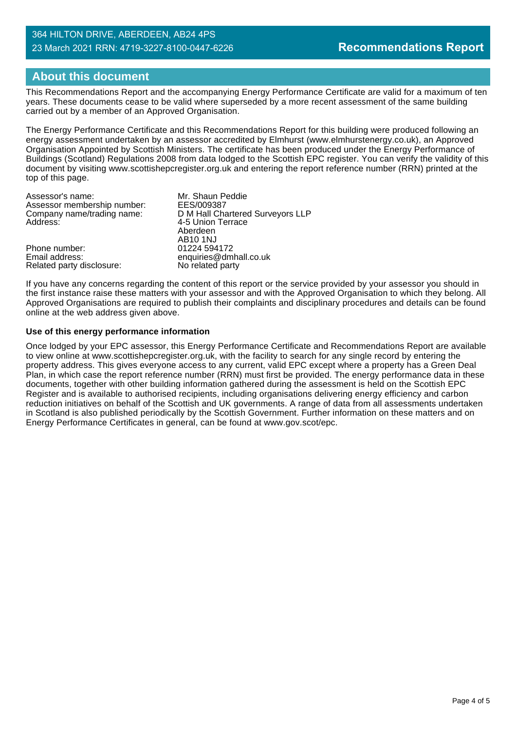## About this document

This Recommendations Report and the accompanying Energy Performance Certificate are valid for a maximum of ten years. These documents cease to be valid where superseded by a more recent assessment of the same building carried out by a member of an Approved Organisation.

The Energy Performance Certificate and this Recommendations Report for this building were produced following an energy assessment undertaken by an assessor accredited by Elmhurst (www.elmhurstenergy.co.uk), an Approved Organisation Appointed by Scottish Ministers. The certificate has been produced under the Energy Performance of Buildings (Scotland) Regulations 2008 from data lodged to the Scottish EPC register. You can verify the validity of this document by visiting www.scottishepcregister.org.uk and entering the report reference number (RRN) printed at the top of this page.

| | |
|---|---|
| Assessor's name: | Mr. Shaun Peddie |
| Assessor membership number: | EES/009387 |
| Company name/trading name: | D M Hall Chartered Surveyors LLP |
| Address: | 4-5 Union Terrace<br>Aberdeen<br>AB10 1NJ |
| Phone number: | 01224 594172 |
| Email address: | enquiries@dmhall.co.uk |
| Related party disclosure: | No related party |

If you have any concerns regarding the content of this report or the service provided by your assessor you should in the first instance raise these matters with your assessor and with the Approved Organisation to which they belong. All Approved Organisations are required to publish their complaints and disciplinary procedures and details can be found online at the web address given above.

**Use of this energy performance information**

Once lodged by your EPC assessor, this Energy Performance Certificate and Recommendations Report are available to view online at www.scottishepcregister.org.uk, with the facility to search for any single record by entering the property address. This gives everyone access to any current, valid EPC except where a property has a Green Deal Plan, in which case the report reference number (RRN) must first be provided. The energy performance data in these documents, together with other building information gathered during the assessment is held on the Scottish EPC Register and is available to authorised recipients, including organisations delivering energy efficiency and carbon reduction initiatives on behalf of the Scottish and UK governments. A range of data from all assessments undertaken in Scotland is also published periodically by the Scottish Government. Further information on these matters and on Energy Performance Certificates in general, can be found at www.gov.scot/epc.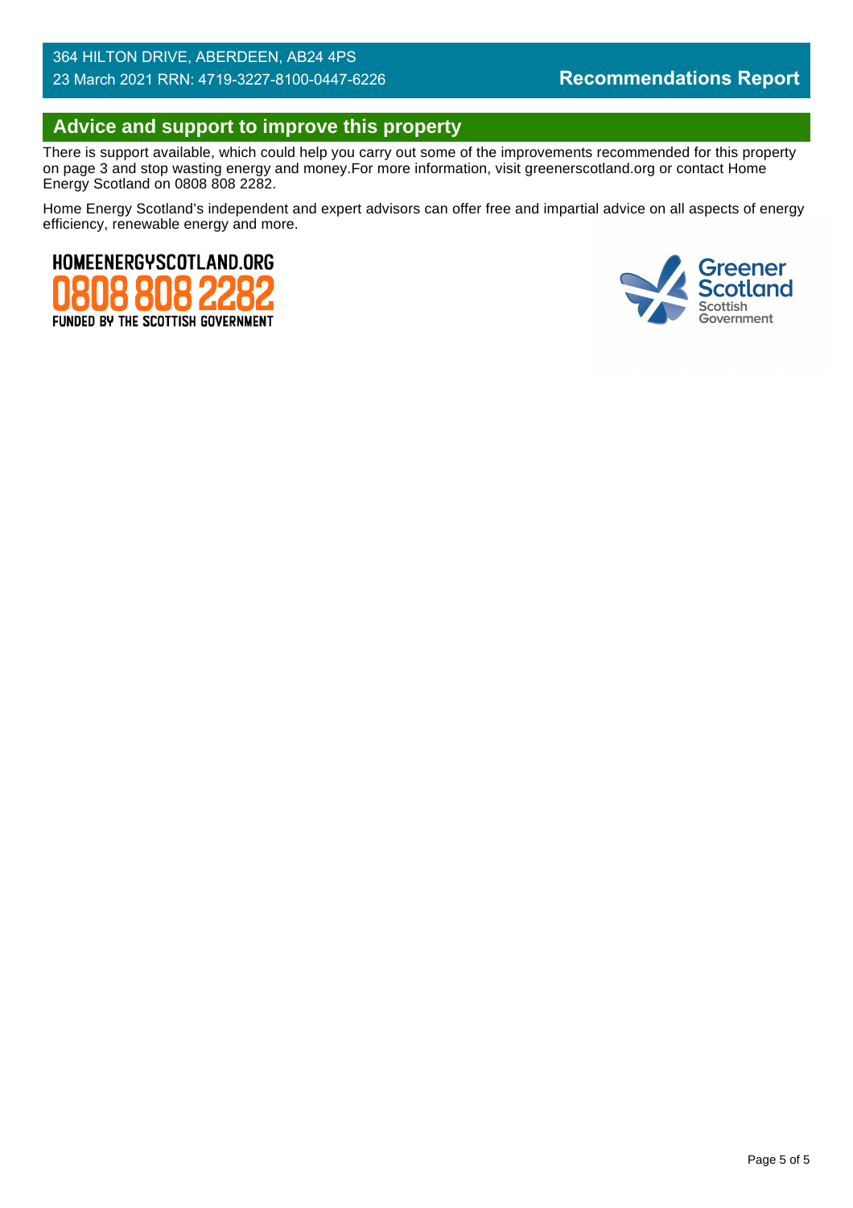## Advice and support to improve this property

There is support available, which could help you carry out some of the improvements recommended for this property on page 3 and stop wasting energy and money.For more information, visit greenerscotland.org or contact Home Energy Scotland on 0808 808 2282.

Home Energy Scotland's independent and expert advisors can offer free and impartial advice on all aspects of energy efficiency, renewable energy and more.

HOMEENERGYSCOTLAND.ORG
0808 808 2282
FUNDED BY THE SCOTTISH GOVERNMENT

Greener Scotland
Scottish Government